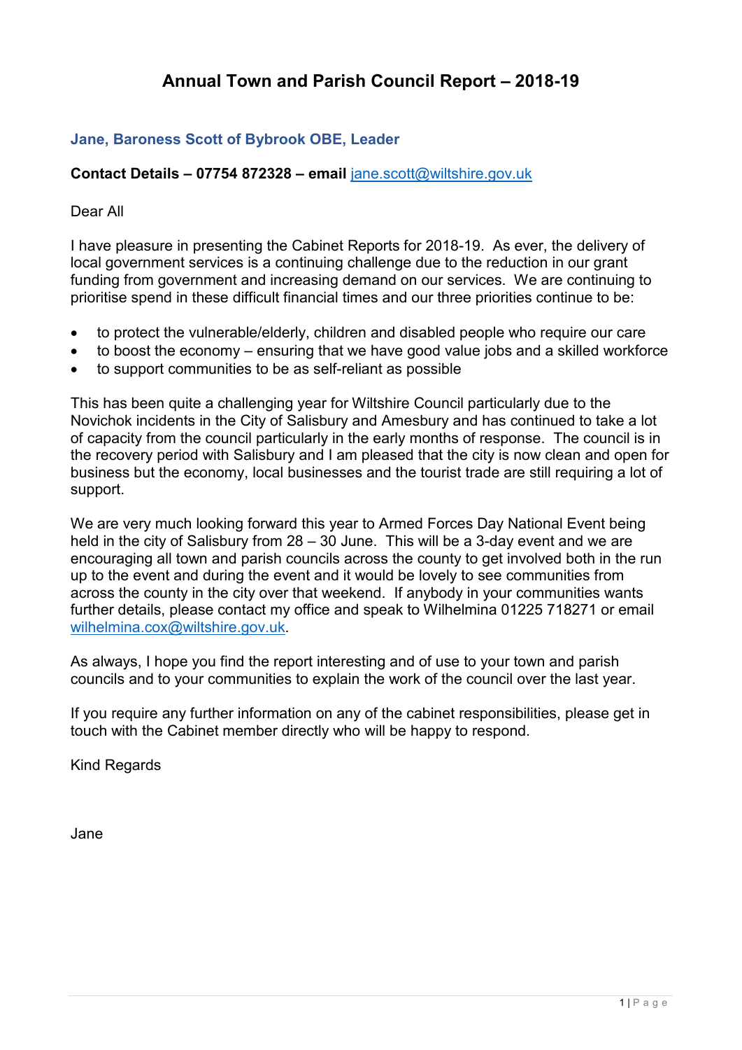# Annual Town and Parish Council Report – 2018-19

## Jane, Baroness Scott of Bybrook OBE, Leader

**Contact Details – 07754 872328 – email** jane.scott@wiltshire.gov.uk

Dear All

I have pleasure in presenting the Cabinet Reports for 2018-19. As ever, the delivery of local government services is a continuing challenge due to the reduction in our grant funding from government and increasing demand on our services. We are continuing to prioritise spend in these difficult financial times and our three priorities continue to be:

- to protect the vulnerable/elderly, children and disabled people who require our care
- to boost the economy – ensuring that we have good value jobs and a skilled workforce
- to support communities to be as self-reliant as possible

This has been quite a challenging year for Wiltshire Council particularly due to the Novichok incidents in the City of Salisbury and Amesbury and has continued to take a lot of capacity from the council particularly in the early months of response. The council is in the recovery period with Salisbury and I am pleased that the city is now clean and open for business but the economy, local businesses and the tourist trade are still requiring a lot of support.

We are very much looking forward this year to Armed Forces Day National Event being held in the city of Salisbury from 28 – 30 June. This will be a 3-day event and we are encouraging all town and parish councils across the county to get involved both in the run up to the event and during the event and it would be lovely to see communities from across the county in the city over that weekend. If anybody in your communities wants further details, please contact my office and speak to Wilhelmina 01225 718271 or email wilhelmina.cox@wiltshire.gov.uk.

As always, I hope you find the report interesting and of use to your town and parish councils and to your communities to explain the work of the council over the last year.

If you require any further information on any of the cabinet responsibilities, please get in touch with the Cabinet member directly who will be happy to respond.

Kind Regards

Jane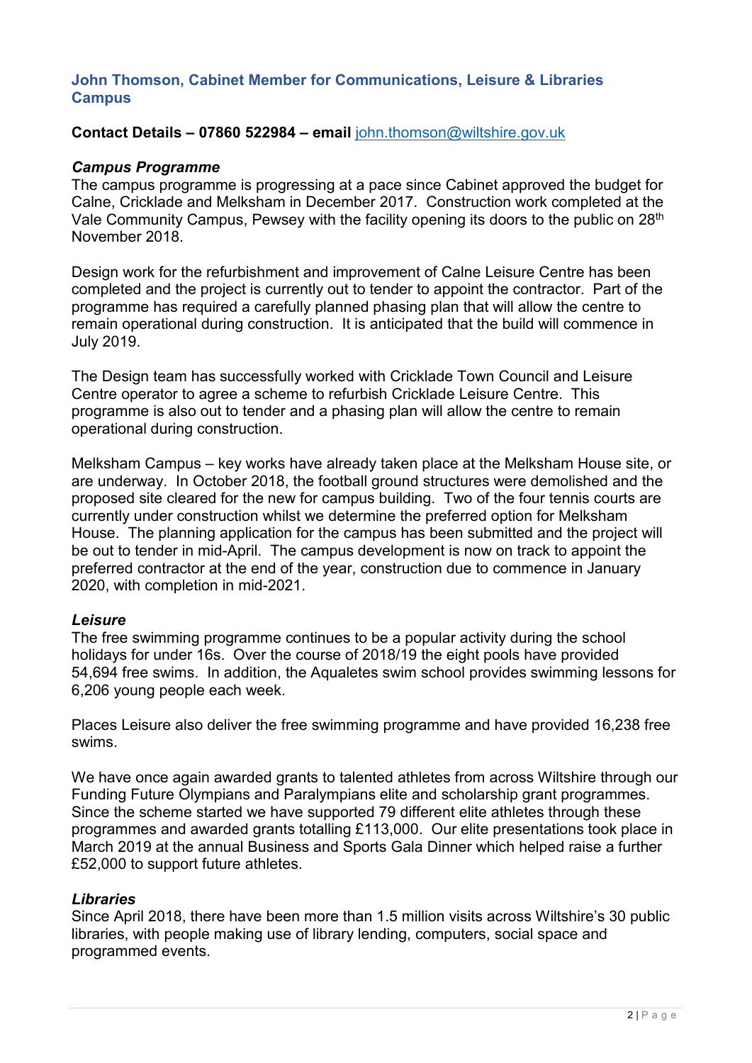## John Thomson, Cabinet Member for Communications, Leisure & Libraries Campus

**Contact Details – 07860 522984 – email** john.thomson@wiltshire.gov.uk

### *Campus Programme*

The campus programme is progressing at a pace since Cabinet approved the budget for Calne, Cricklade and Melksham in December 2017. Construction work completed at the Vale Community Campus, Pewsey with the facility opening its doors to the public on 28th November 2018.

Design work for the refurbishment and improvement of Calne Leisure Centre has been completed and the project is currently out to tender to appoint the contractor. Part of the programme has required a carefully planned phasing plan that will allow the centre to remain operational during construction. It is anticipated that the build will commence in July 2019.

The Design team has successfully worked with Cricklade Town Council and Leisure Centre operator to agree a scheme to refurbish Cricklade Leisure Centre. This programme is also out to tender and a phasing plan will allow the centre to remain operational during construction.

Melksham Campus – key works have already taken place at the Melksham House site, or are underway. In October 2018, the football ground structures were demolished and the proposed site cleared for the new for campus building. Two of the four tennis courts are currently under construction whilst we determine the preferred option for Melksham House. The planning application for the campus has been submitted and the project will be out to tender in mid-April. The campus development is now on track to appoint the preferred contractor at the end of the year, construction due to commence in January 2020, with completion in mid-2021.

### *Leisure*

The free swimming programme continues to be a popular activity during the school holidays for under 16s. Over the course of 2018/19 the eight pools have provided 54,694 free swims. In addition, the Aqualetes swim school provides swimming lessons for 6,206 young people each week.

Places Leisure also deliver the free swimming programme and have provided 16,238 free swims.

We have once again awarded grants to talented athletes from across Wiltshire through our Funding Future Olympians and Paralympians elite and scholarship grant programmes. Since the scheme started we have supported 79 different elite athletes through these programmes and awarded grants totalling £113,000. Our elite presentations took place in March 2019 at the annual Business and Sports Gala Dinner which helped raise a further £52,000 to support future athletes.

### *Libraries*

Since April 2018, there have been more than 1.5 million visits across Wiltshire's 30 public libraries, with people making use of library lending, computers, social space and programmed events.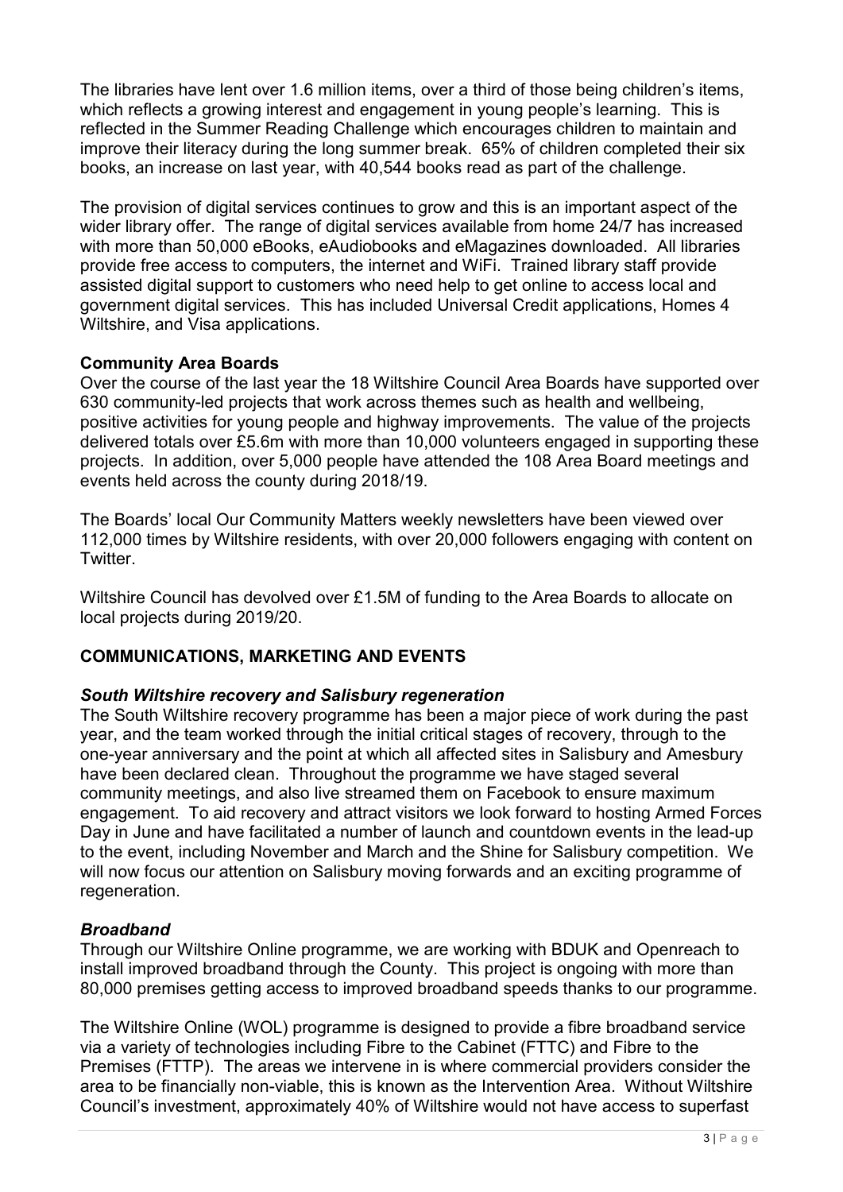The libraries have lent over 1.6 million items, over a third of those being children's items, which reflects a growing interest and engagement in young people's learning. This is reflected in the Summer Reading Challenge which encourages children to maintain and improve their literacy during the long summer break. 65% of children completed their six books, an increase on last year, with 40,544 books read as part of the challenge.

The provision of digital services continues to grow and this is an important aspect of the wider library offer. The range of digital services available from home 24/7 has increased with more than 50,000 eBooks, eAudiobooks and eMagazines downloaded. All libraries provide free access to computers, the internet and WiFi. Trained library staff provide assisted digital support to customers who need help to get online to access local and government digital services. This has included Universal Credit applications, Homes 4 Wiltshire, and Visa applications.

**Community Area Boards**

Over the course of the last year the 18 Wiltshire Council Area Boards have supported over 630 community-led projects that work across themes such as health and wellbeing, positive activities for young people and highway improvements. The value of the projects delivered totals over £5.6m with more than 10,000 volunteers engaged in supporting these projects. In addition, over 5,000 people have attended the 108 Area Board meetings and events held across the county during 2018/19.

The Boards' local Our Community Matters weekly newsletters have been viewed over 112,000 times by Wiltshire residents, with over 20,000 followers engaging with content on Twitter.

Wiltshire Council has devolved over £1.5M of funding to the Area Boards to allocate on local projects during 2019/20.

## COMMUNICATIONS, MARKETING AND EVENTS

***South Wiltshire recovery and Salisbury regeneration***

The South Wiltshire recovery programme has been a major piece of work during the past year, and the team worked through the initial critical stages of recovery, through to the one-year anniversary and the point at which all affected sites in Salisbury and Amesbury have been declared clean. Throughout the programme we have staged several community meetings, and also live streamed them on Facebook to ensure maximum engagement. To aid recovery and attract visitors we look forward to hosting Armed Forces Day in June and have facilitated a number of launch and countdown events in the lead-up to the event, including November and March and the Shine for Salisbury competition. We will now focus our attention on Salisbury moving forwards and an exciting programme of regeneration.

***Broadband***

Through our Wiltshire Online programme, we are working with BDUK and Openreach to install improved broadband through the County. This project is ongoing with more than 80,000 premises getting access to improved broadband speeds thanks to our programme.

The Wiltshire Online (WOL) programme is designed to provide a fibre broadband service via a variety of technologies including Fibre to the Cabinet (FTTC) and Fibre to the Premises (FTTP). The areas we intervene in is where commercial providers consider the area to be financially non-viable, this is known as the Intervention Area. Without Wiltshire Council's investment, approximately 40% of Wiltshire would not have access to superfast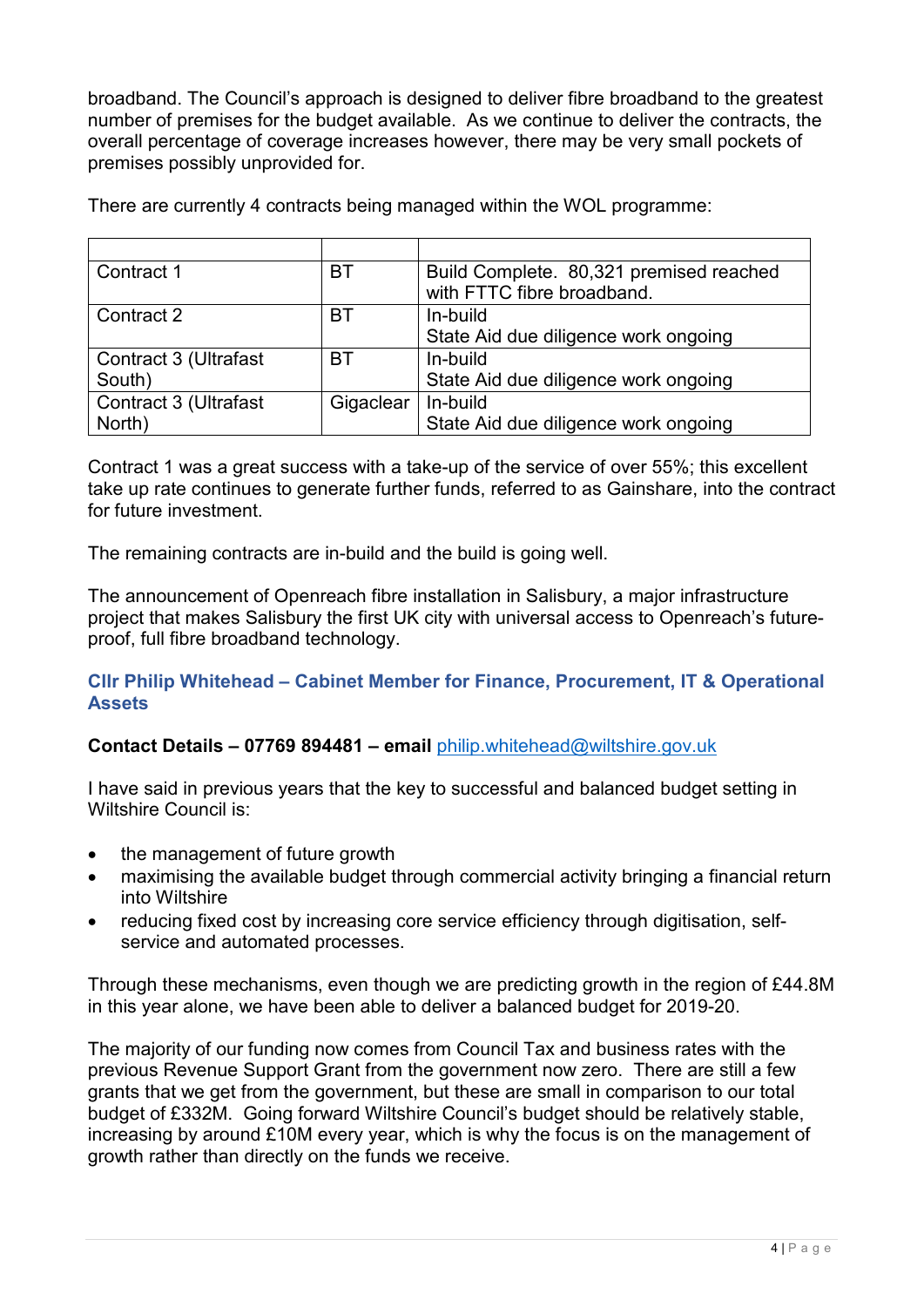broadband. The Council's approach is designed to deliver fibre broadband to the greatest number of premises for the budget available. As we continue to deliver the contracts, the overall percentage of coverage increases however, there may be very small pockets of premises possibly unprovided for.

There are currently 4 contracts being managed within the WOL programme:

| | | |
|---|---|---|
| Contract 1 | BT | Build Complete. 80,321 premised reached with FTTC fibre broadband. |
| Contract 2 | BT | In-build<br>State Aid due diligence work ongoing |
| Contract 3 (Ultrafast South) | BT | In-build<br>State Aid due diligence work ongoing |
| Contract 3 (Ultrafast North) | Gigaclear | In-build<br>State Aid due diligence work ongoing |

Contract 1 was a great success with a take-up of the service of over 55%; this excellent take up rate continues to generate further funds, referred to as Gainshare, into the contract for future investment.

The remaining contracts are in-build and the build is going well.

The announcement of Openreach fibre installation in Salisbury, a major infrastructure project that makes Salisbury the first UK city with universal access to Openreach's future-proof, full fibre broadband technology.

### Cllr Philip Whitehead – Cabinet Member for Finance, Procurement, IT & Operational Assets

**Contact Details – 07769 894481 – email** philip.whitehead@wiltshire.gov.uk

I have said in previous years that the key to successful and balanced budget setting in Wiltshire Council is:

- the management of future growth
- maximising the available budget through commercial activity bringing a financial return into Wiltshire
- reducing fixed cost by increasing core service efficiency through digitisation, self-service and automated processes.

Through these mechanisms, even though we are predicting growth in the region of £44.8M in this year alone, we have been able to deliver a balanced budget for 2019-20.

The majority of our funding now comes from Council Tax and business rates with the previous Revenue Support Grant from the government now zero. There are still a few grants that we get from the government, but these are small in comparison to our total budget of £332M. Going forward Wiltshire Council's budget should be relatively stable, increasing by around £10M every year, which is why the focus is on the management of growth rather than directly on the funds we receive.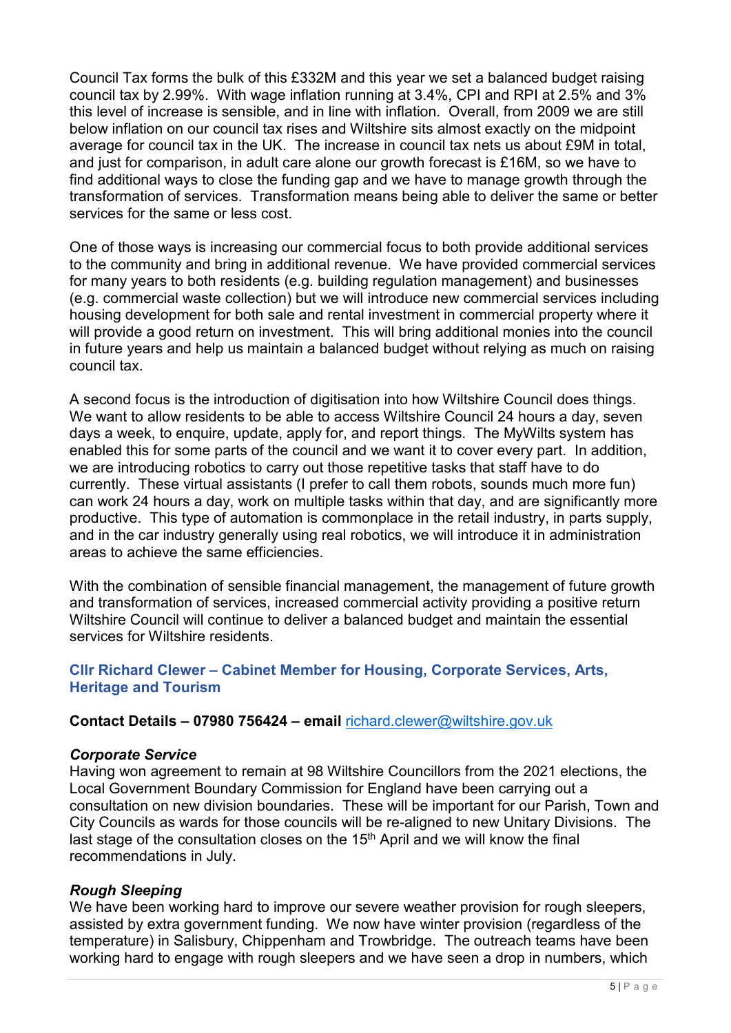Council Tax forms the bulk of this £332M and this year we set a balanced budget raising council tax by 2.99%. With wage inflation running at 3.4%, CPI and RPI at 2.5% and 3% this level of increase is sensible, and in line with inflation. Overall, from 2009 we are still below inflation on our council tax rises and Wiltshire sits almost exactly on the midpoint average for council tax in the UK. The increase in council tax nets us about £9M in total, and just for comparison, in adult care alone our growth forecast is £16M, so we have to find additional ways to close the funding gap and we have to manage growth through the transformation of services. Transformation means being able to deliver the same or better services for the same or less cost.

One of those ways is increasing our commercial focus to both provide additional services to the community and bring in additional revenue. We have provided commercial services for many years to both residents (e.g. building regulation management) and businesses (e.g. commercial waste collection) but we will introduce new commercial services including housing development for both sale and rental investment in commercial property where it will provide a good return on investment. This will bring additional monies into the council in future years and help us maintain a balanced budget without relying as much on raising council tax.

A second focus is the introduction of digitisation into how Wiltshire Council does things. We want to allow residents to be able to access Wiltshire Council 24 hours a day, seven days a week, to enquire, update, apply for, and report things. The MyWilts system has enabled this for some parts of the council and we want it to cover every part. In addition, we are introducing robotics to carry out those repetitive tasks that staff have to do currently. These virtual assistants (I prefer to call them robots, sounds much more fun) can work 24 hours a day, work on multiple tasks within that day, and are significantly more productive. This type of automation is commonplace in the retail industry, in parts supply, and in the car industry generally using real robotics, we will introduce it in administration areas to achieve the same efficiencies.

With the combination of sensible financial management, the management of future growth and transformation of services, increased commercial activity providing a positive return Wiltshire Council will continue to deliver a balanced budget and maintain the essential services for Wiltshire residents.

## Cllr Richard Clewer – Cabinet Member for Housing, Corporate Services, Arts, Heritage and Tourism

**Contact Details – 07980 756424 – email** richard.clewer@wiltshire.gov.uk

### *Corporate Service*

Having won agreement to remain at 98 Wiltshire Councillors from the 2021 elections, the Local Government Boundary Commission for England have been carrying out a consultation on new division boundaries. These will be important for our Parish, Town and City Councils as wards for those councils will be re-aligned to new Unitary Divisions. The last stage of the consultation closes on the 15th April and we will know the final recommendations in July.

### *Rough Sleeping*

We have been working hard to improve our severe weather provision for rough sleepers, assisted by extra government funding. We now have winter provision (regardless of the temperature) in Salisbury, Chippenham and Trowbridge. The outreach teams have been working hard to engage with rough sleepers and we have seen a drop in numbers, which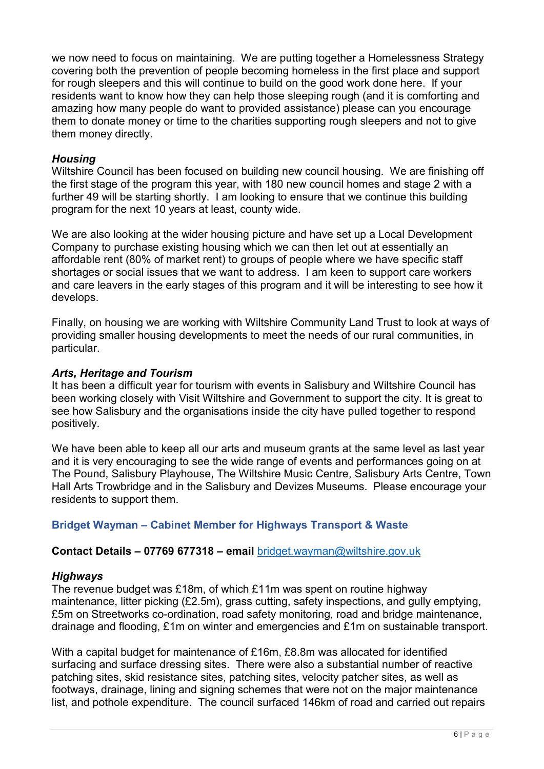we now need to focus on maintaining. We are putting together a Homelessness Strategy covering both the prevention of people becoming homeless in the first place and support for rough sleepers and this will continue to build on the good work done here. If your residents want to know how they can help those sleeping rough (and it is comforting and amazing how many people do want to provided assistance) please can you encourage them to donate money or time to the charities supporting rough sleepers and not to give them money directly.

### *Housing*

Wiltshire Council has been focused on building new council housing. We are finishing off the first stage of the program this year, with 180 new council homes and stage 2 with a further 49 will be starting shortly. I am looking to ensure that we continue this building program for the next 10 years at least, county wide.

We are also looking at the wider housing picture and have set up a Local Development Company to purchase existing housing which we can then let out at essentially an affordable rent (80% of market rent) to groups of people where we have specific staff shortages or social issues that we want to address. I am keen to support care workers and care leavers in the early stages of this program and it will be interesting to see how it develops.

Finally, on housing we are working with Wiltshire Community Land Trust to look at ways of providing smaller housing developments to meet the needs of our rural communities, in particular.

### *Arts, Heritage and Tourism*

It has been a difficult year for tourism with events in Salisbury and Wiltshire Council has been working closely with Visit Wiltshire and Government to support the city. It is great to see how Salisbury and the organisations inside the city have pulled together to respond positively.

We have been able to keep all our arts and museum grants at the same level as last year and it is very encouraging to see the wide range of events and performances going on at The Pound, Salisbury Playhouse, The Wiltshire Music Centre, Salisbury Arts Centre, Town Hall Arts Trowbridge and in the Salisbury and Devizes Museums. Please encourage your residents to support them.

## Bridget Wayman – Cabinet Member for Highways Transport & Waste

**Contact Details – 07769 677318 – email** bridget.wayman@wiltshire.gov.uk

### *Highways*

The revenue budget was £18m, of which £11m was spent on routine highway maintenance, litter picking (£2.5m), grass cutting, safety inspections, and gully emptying, £5m on Streetworks co-ordination, road safety monitoring, road and bridge maintenance, drainage and flooding, £1m on winter and emergencies and £1m on sustainable transport.

With a capital budget for maintenance of £16m, £8.8m was allocated for identified surfacing and surface dressing sites. There were also a substantial number of reactive patching sites, skid resistance sites, patching sites, velocity patcher sites, as well as footways, drainage, lining and signing schemes that were not on the major maintenance list, and pothole expenditure. The council surfaced 146km of road and carried out repairs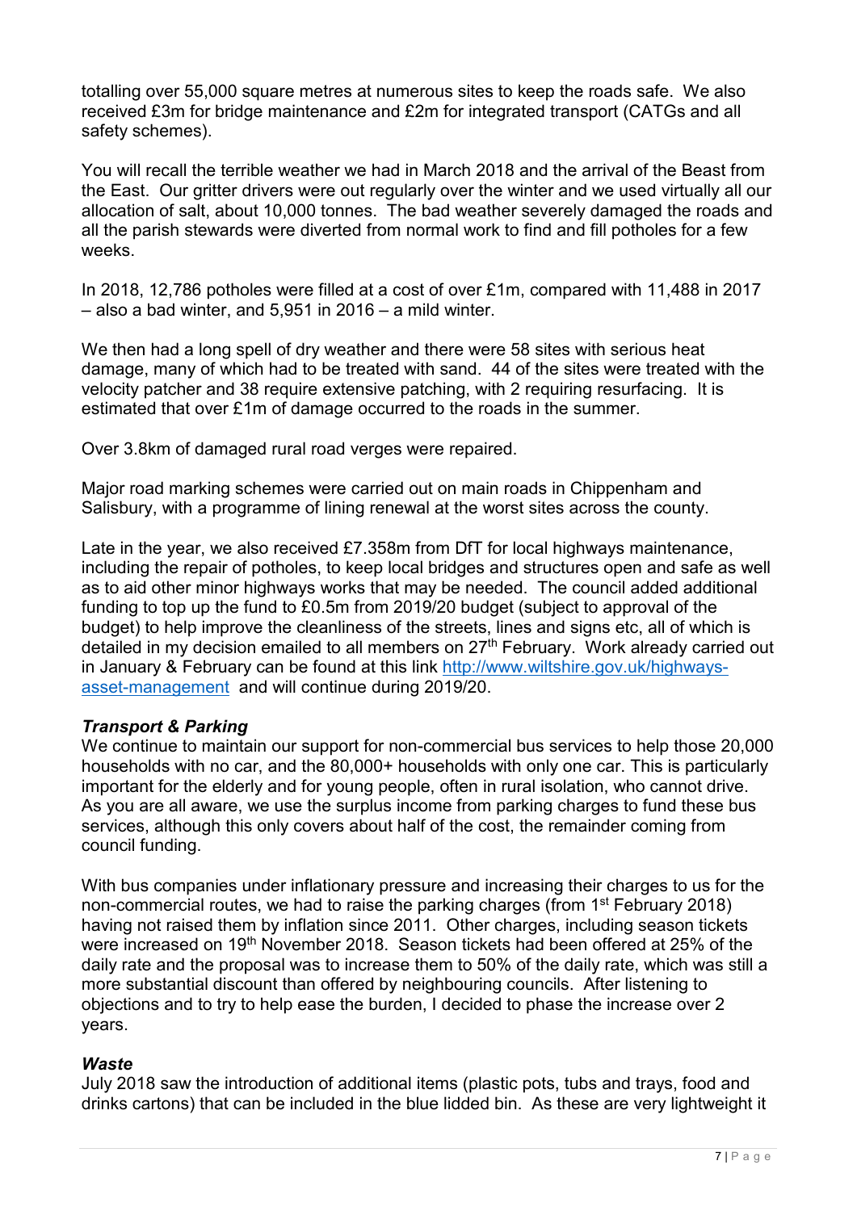totalling over 55,000 square metres at numerous sites to keep the roads safe. We also received £3m for bridge maintenance and £2m for integrated transport (CATGs and all safety schemes).

You will recall the terrible weather we had in March 2018 and the arrival of the Beast from the East. Our gritter drivers were out regularly over the winter and we used virtually all our allocation of salt, about 10,000 tonnes. The bad weather severely damaged the roads and all the parish stewards were diverted from normal work to find and fill potholes for a few weeks.

In 2018, 12,786 potholes were filled at a cost of over £1m, compared with 11,488 in 2017 – also a bad winter, and 5,951 in 2016 – a mild winter.

We then had a long spell of dry weather and there were 58 sites with serious heat damage, many of which had to be treated with sand. 44 of the sites were treated with the velocity patcher and 38 require extensive patching, with 2 requiring resurfacing. It is estimated that over £1m of damage occurred to the roads in the summer.

Over 3.8km of damaged rural road verges were repaired.

Major road marking schemes were carried out on main roads in Chippenham and Salisbury, with a programme of lining renewal at the worst sites across the county.

Late in the year, we also received £7.358m from DfT for local highways maintenance, including the repair of potholes, to keep local bridges and structures open and safe as well as to aid other minor highways works that may be needed. The council added additional funding to top up the fund to £0.5m from 2019/20 budget (subject to approval of the budget) to help improve the cleanliness of the streets, lines and signs etc, all of which is detailed in my decision emailed to all members on 27th February. Work already carried out in January & February can be found at this link [http://www.wiltshire.gov.uk/highways-asset-management](http://www.wiltshire.gov.uk/highways-asset-management) and will continue during 2019/20.

### *Transport & Parking*

We continue to maintain our support for non-commercial bus services to help those 20,000 households with no car, and the 80,000+ households with only one car. This is particularly important for the elderly and for young people, often in rural isolation, who cannot drive. As you are all aware, we use the surplus income from parking charges to fund these bus services, although this only covers about half of the cost, the remainder coming from council funding.

With bus companies under inflationary pressure and increasing their charges to us for the non-commercial routes, we had to raise the parking charges (from 1st February 2018) having not raised them by inflation since 2011. Other charges, including season tickets were increased on 19th November 2018. Season tickets had been offered at 25% of the daily rate and the proposal was to increase them to 50% of the daily rate, which was still a more substantial discount than offered by neighbouring councils. After listening to objections and to try to help ease the burden, I decided to phase the increase over 2 years.

### *Waste*

July 2018 saw the introduction of additional items (plastic pots, tubs and trays, food and drinks cartons) that can be included in the blue lidded bin. As these are very lightweight it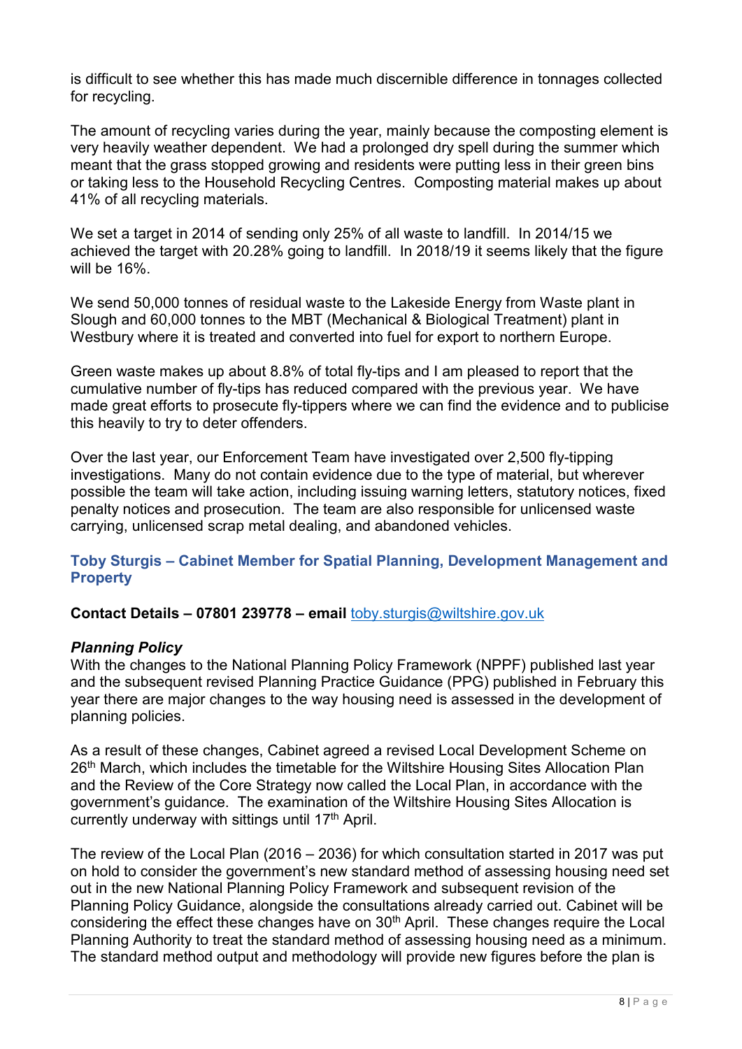is difficult to see whether this has made much discernible difference in tonnages collected for recycling.

The amount of recycling varies during the year, mainly because the composting element is very heavily weather dependent. We had a prolonged dry spell during the summer which meant that the grass stopped growing and residents were putting less in their green bins or taking less to the Household Recycling Centres. Composting material makes up about 41% of all recycling materials.

We set a target in 2014 of sending only 25% of all waste to landfill. In 2014/15 we achieved the target with 20.28% going to landfill. In 2018/19 it seems likely that the figure will be 16%.

We send 50,000 tonnes of residual waste to the Lakeside Energy from Waste plant in Slough and 60,000 tonnes to the MBT (Mechanical & Biological Treatment) plant in Westbury where it is treated and converted into fuel for export to northern Europe.

Green waste makes up about 8.8% of total fly-tips and I am pleased to report that the cumulative number of fly-tips has reduced compared with the previous year. We have made great efforts to prosecute fly-tippers where we can find the evidence and to publicise this heavily to try to deter offenders.

Over the last year, our Enforcement Team have investigated over 2,500 fly-tipping investigations. Many do not contain evidence due to the type of material, but wherever possible the team will take action, including issuing warning letters, statutory notices, fixed penalty notices and prosecution. The team are also responsible for unlicensed waste carrying, unlicensed scrap metal dealing, and abandoned vehicles.

## Toby Sturgis – Cabinet Member for Spatial Planning, Development Management and Property

**Contact Details – 07801 239778 – email** toby.sturgis@wiltshire.gov.uk

### *Planning Policy*

With the changes to the National Planning Policy Framework (NPPF) published last year and the subsequent revised Planning Practice Guidance (PPG) published in February this year there are major changes to the way housing need is assessed in the development of planning policies.

As a result of these changes, Cabinet agreed a revised Local Development Scheme on 26th March, which includes the timetable for the Wiltshire Housing Sites Allocation Plan and the Review of the Core Strategy now called the Local Plan, in accordance with the government's guidance. The examination of the Wiltshire Housing Sites Allocation is currently underway with sittings until 17th April.

The review of the Local Plan (2016 – 2036) for which consultation started in 2017 was put on hold to consider the government's new standard method of assessing housing need set out in the new National Planning Policy Framework and subsequent revision of the Planning Policy Guidance, alongside the consultations already carried out. Cabinet will be considering the effect these changes have on 30th April. These changes require the Local Planning Authority to treat the standard method of assessing housing need as a minimum. The standard method output and methodology will provide new figures before the plan is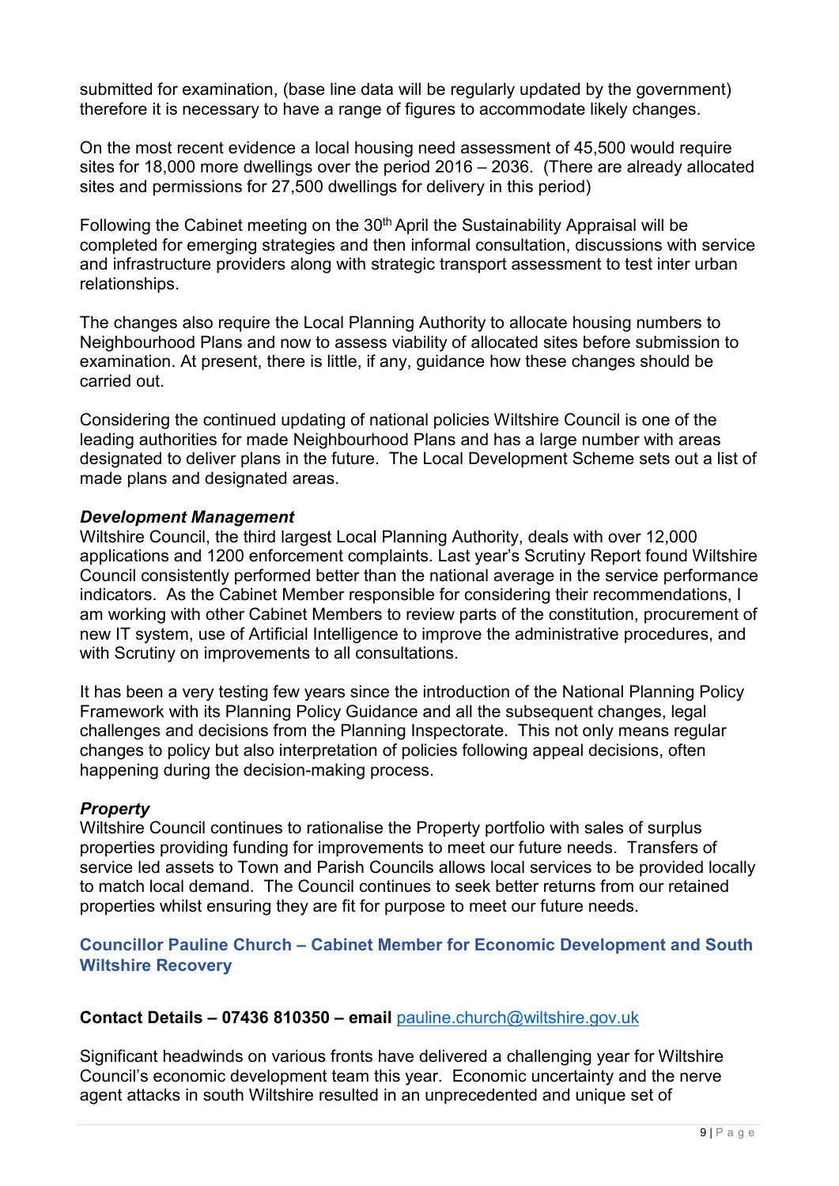submitted for examination, (base line data will be regularly updated by the government) therefore it is necessary to have a range of figures to accommodate likely changes.

On the most recent evidence a local housing need assessment of 45,500 would require sites for 18,000 more dwellings over the period 2016 – 2036. (There are already allocated sites and permissions for 27,500 dwellings for delivery in this period)

Following the Cabinet meeting on the 30th April the Sustainability Appraisal will be completed for emerging strategies and then informal consultation, discussions with service and infrastructure providers along with strategic transport assessment to test inter urban relationships.

The changes also require the Local Planning Authority to allocate housing numbers to Neighbourhood Plans and now to assess viability of allocated sites before submission to examination. At present, there is little, if any, guidance how these changes should be carried out.

Considering the continued updating of national policies Wiltshire Council is one of the leading authorities for made Neighbourhood Plans and has a large number with areas designated to deliver plans in the future. The Local Development Scheme sets out a list of made plans and designated areas.

***Development Management***

Wiltshire Council, the third largest Local Planning Authority, deals with over 12,000 applications and 1200 enforcement complaints. Last year's Scrutiny Report found Wiltshire Council consistently performed better than the national average in the service performance indicators. As the Cabinet Member responsible for considering their recommendations, I am working with other Cabinet Members to review parts of the constitution, procurement of new IT system, use of Artificial Intelligence to improve the administrative procedures, and with Scrutiny on improvements to all consultations.

It has been a very testing few years since the introduction of the National Planning Policy Framework with its Planning Policy Guidance and all the subsequent changes, legal challenges and decisions from the Planning Inspectorate. This not only means regular changes to policy but also interpretation of policies following appeal decisions, often happening during the decision-making process.

***Property***

Wiltshire Council continues to rationalise the Property portfolio with sales of surplus properties providing funding for improvements to meet our future needs. Transfers of service led assets to Town and Parish Councils allows local services to be provided locally to match local demand. The Council continues to seek better returns from our retained properties whilst ensuring they are fit for purpose to meet our future needs.

## Councillor Pauline Church – Cabinet Member for Economic Development and South Wiltshire Recovery

**Contact Details – 07436 810350 – email** pauline.church@wiltshire.gov.uk

Significant headwinds on various fronts have delivered a challenging year for Wiltshire Council's economic development team this year. Economic uncertainty and the nerve agent attacks in south Wiltshire resulted in an unprecedented and unique set of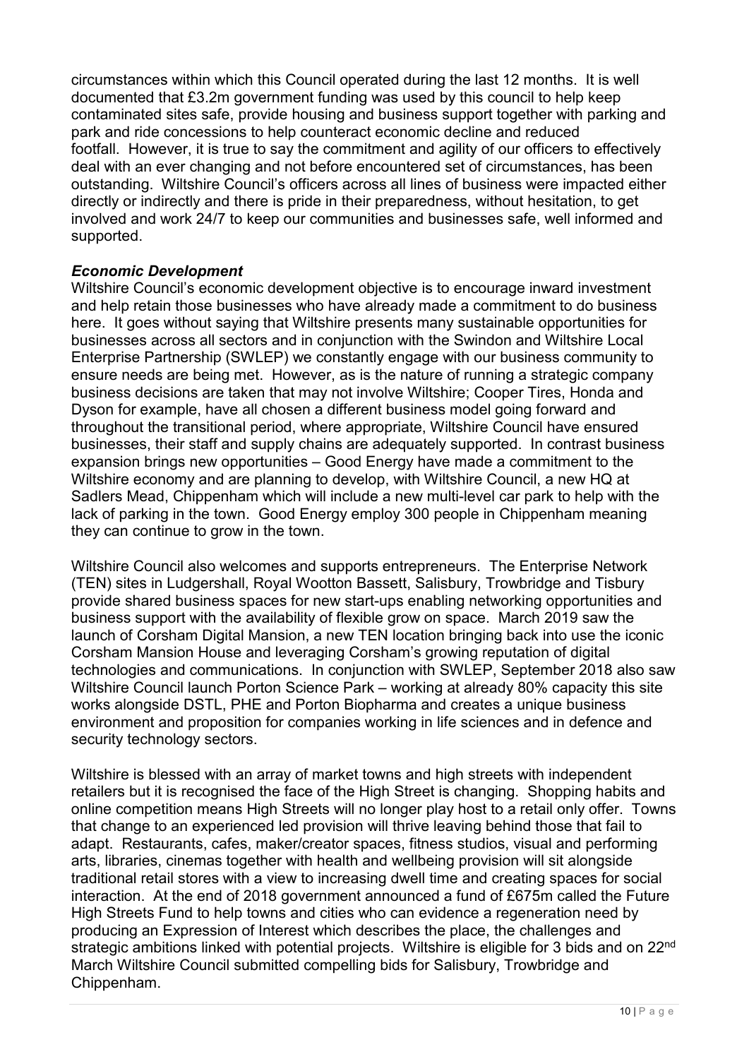circumstances within which this Council operated during the last 12 months. It is well documented that £3.2m government funding was used by this council to help keep contaminated sites safe, provide housing and business support together with parking and park and ride concessions to help counteract economic decline and reduced footfall. However, it is true to say the commitment and agility of our officers to effectively deal with an ever changing and not before encountered set of circumstances, has been outstanding. Wiltshire Council's officers across all lines of business were impacted either directly or indirectly and there is pride in their preparedness, without hesitation, to get involved and work 24/7 to keep our communities and businesses safe, well informed and supported.

***Economic Development***

Wiltshire Council's economic development objective is to encourage inward investment and help retain those businesses who have already made a commitment to do business here. It goes without saying that Wiltshire presents many sustainable opportunities for businesses across all sectors and in conjunction with the Swindon and Wiltshire Local Enterprise Partnership (SWLEP) we constantly engage with our business community to ensure needs are being met. However, as is the nature of running a strategic company business decisions are taken that may not involve Wiltshire; Cooper Tires, Honda and Dyson for example, have all chosen a different business model going forward and throughout the transitional period, where appropriate, Wiltshire Council have ensured businesses, their staff and supply chains are adequately supported. In contrast business expansion brings new opportunities – Good Energy have made a commitment to the Wiltshire economy and are planning to develop, with Wiltshire Council, a new HQ at Sadlers Mead, Chippenham which will include a new multi-level car park to help with the lack of parking in the town. Good Energy employ 300 people in Chippenham meaning they can continue to grow in the town.

Wiltshire Council also welcomes and supports entrepreneurs. The Enterprise Network (TEN) sites in Ludgershall, Royal Wootton Bassett, Salisbury, Trowbridge and Tisbury provide shared business spaces for new start-ups enabling networking opportunities and business support with the availability of flexible grow on space. March 2019 saw the launch of Corsham Digital Mansion, a new TEN location bringing back into use the iconic Corsham Mansion House and leveraging Corsham's growing reputation of digital technologies and communications. In conjunction with SWLEP, September 2018 also saw Wiltshire Council launch Porton Science Park – working at already 80% capacity this site works alongside DSTL, PHE and Porton Biopharma and creates a unique business environment and proposition for companies working in life sciences and in defence and security technology sectors.

Wiltshire is blessed with an array of market towns and high streets with independent retailers but it is recognised the face of the High Street is changing. Shopping habits and online competition means High Streets will no longer play host to a retail only offer. Towns that change to an experienced led provision will thrive leaving behind those that fail to adapt. Restaurants, cafes, maker/creator spaces, fitness studios, visual and performing arts, libraries, cinemas together with health and wellbeing provision will sit alongside traditional retail stores with a view to increasing dwell time and creating spaces for social interaction. At the end of 2018 government announced a fund of £675m called the Future High Streets Fund to help towns and cities who can evidence a regeneration need by producing an Expression of Interest which describes the place, the challenges and strategic ambitions linked with potential projects. Wiltshire is eligible for 3 bids and on 22nd March Wiltshire Council submitted compelling bids for Salisbury, Trowbridge and Chippenham.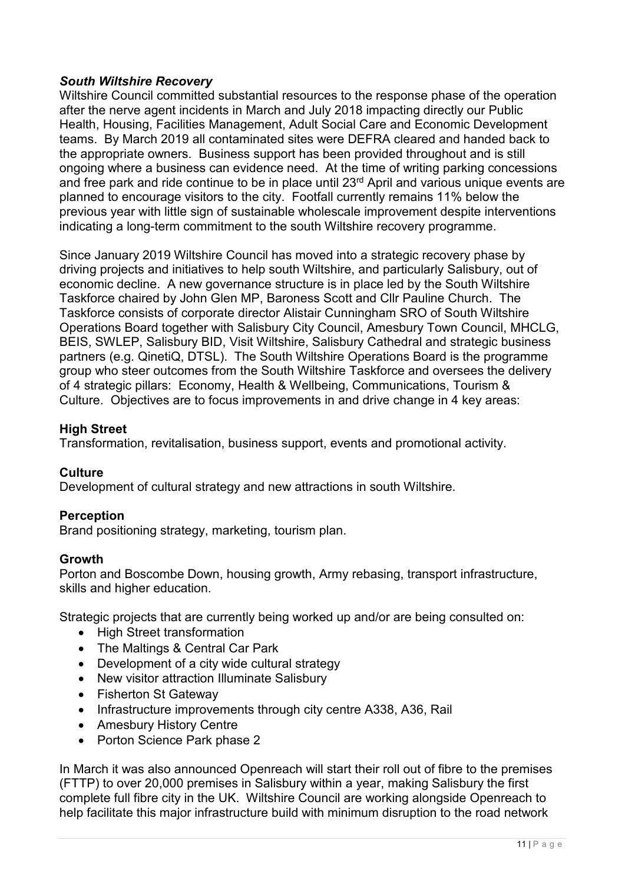### *South Wiltshire Recovery*

Wiltshire Council committed substantial resources to the response phase of the operation after the nerve agent incidents in March and July 2018 impacting directly our Public Health, Housing, Facilities Management, Adult Social Care and Economic Development teams. By March 2019 all contaminated sites were DEFRA cleared and handed back to the appropriate owners. Business support has been provided throughout and is still ongoing where a business can evidence need. At the time of writing parking concessions and free park and ride continue to be in place until 23rd April and various unique events are planned to encourage visitors to the city. Footfall currently remains 11% below the previous year with little sign of sustainable wholescale improvement despite interventions indicating a long-term commitment to the south Wiltshire recovery programme.

Since January 2019 Wiltshire Council has moved into a strategic recovery phase by driving projects and initiatives to help south Wiltshire, and particularly Salisbury, out of economic decline. A new governance structure is in place led by the South Wiltshire Taskforce chaired by John Glen MP, Baroness Scott and Cllr Pauline Church. The Taskforce consists of corporate director Alistair Cunningham SRO of South Wiltshire Operations Board together with Salisbury City Council, Amesbury Town Council, MHCLG, BEIS, SWLEP, Salisbury BID, Visit Wiltshire, Salisbury Cathedral and strategic business partners (e.g. QinetiQ, DTSL). The South Wiltshire Operations Board is the programme group who steer outcomes from the South Wiltshire Taskforce and oversees the delivery of 4 strategic pillars: Economy, Health & Wellbeing, Communications, Tourism & Culture. Objectives are to focus improvements in and drive change in 4 key areas:

**High Street**
Transformation, revitalisation, business support, events and promotional activity.

**Culture**
Development of cultural strategy and new attractions in south Wiltshire.

**Perception**
Brand positioning strategy, marketing, tourism plan.

**Growth**
Porton and Boscombe Down, housing growth, Army rebasing, transport infrastructure, skills and higher education.

Strategic projects that are currently being worked up and/or are being consulted on:

- High Street transformation
- The Maltings & Central Car Park
- Development of a city wide cultural strategy
- New visitor attraction Illuminate Salisbury
- Fisherton St Gateway
- Infrastructure improvements through city centre A338, A36, Rail
- Amesbury History Centre
- Porton Science Park phase 2

In March it was also announced Openreach will start their roll out of fibre to the premises (FTTP) to over 20,000 premises in Salisbury within a year, making Salisbury the first complete full fibre city in the UK. Wiltshire Council are working alongside Openreach to help facilitate this major infrastructure build with minimum disruption to the road network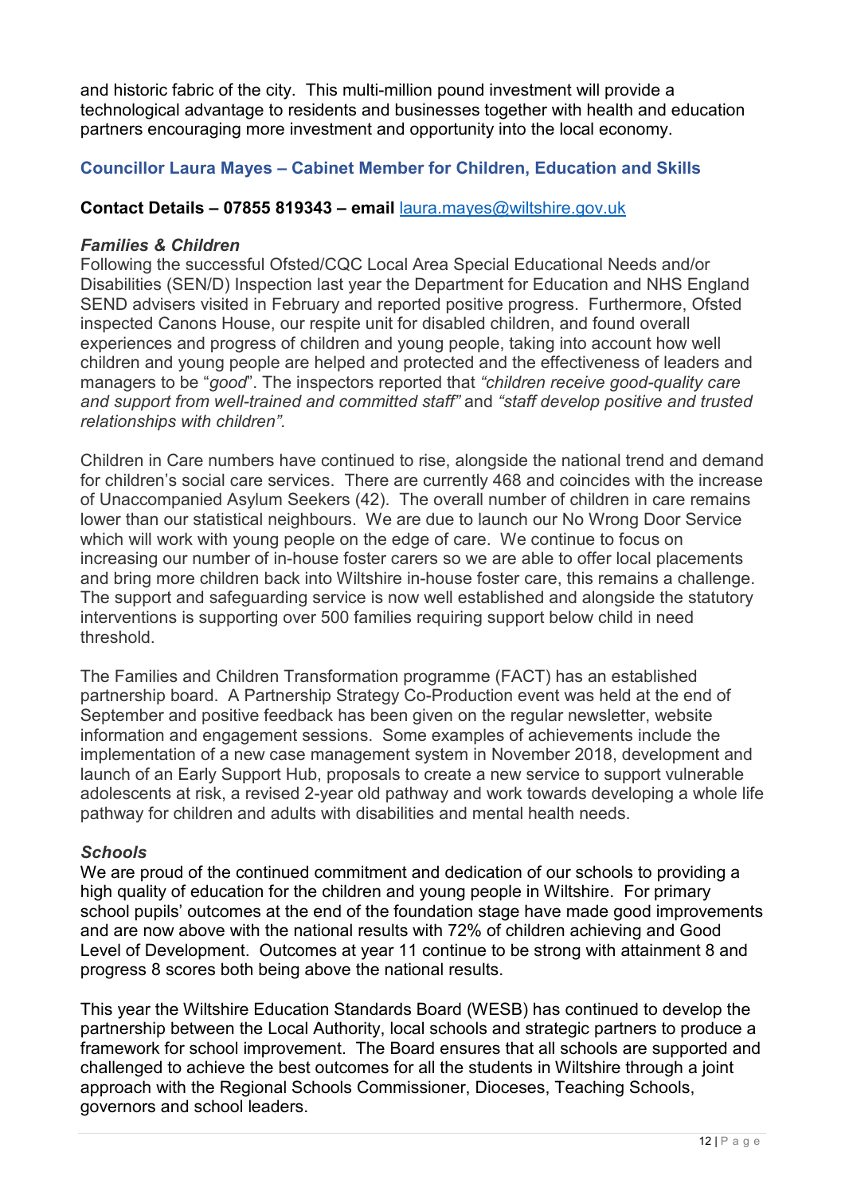and historic fabric of the city. This multi-million pound investment will provide a technological advantage to residents and businesses together with health and education partners encouraging more investment and opportunity into the local economy.

### Councillor Laura Mayes – Cabinet Member for Children, Education and Skills

**Contact Details – 07855 819343 – email** laura.mayes@wiltshire.gov.uk

#### *Families & Children*

Following the successful Ofsted/CQC Local Area Special Educational Needs and/or Disabilities (SEN/D) Inspection last year the Department for Education and NHS England SEND advisers visited in February and reported positive progress. Furthermore, Ofsted inspected Canons House, our respite unit for disabled children, and found overall experiences and progress of children and young people, taking into account how well children and young people are helped and protected and the effectiveness of leaders and managers to be "*good*". The inspectors reported that *"children receive good-quality care and support from well-trained and committed staff"* and *"staff develop positive and trusted relationships with children".*

Children in Care numbers have continued to rise, alongside the national trend and demand for children's social care services. There are currently 468 and coincides with the increase of Unaccompanied Asylum Seekers (42). The overall number of children in care remains lower than our statistical neighbours. We are due to launch our No Wrong Door Service which will work with young people on the edge of care. We continue to focus on increasing our number of in-house foster carers so we are able to offer local placements and bring more children back into Wiltshire in-house foster care, this remains a challenge. The support and safeguarding service is now well established and alongside the statutory interventions is supporting over 500 families requiring support below child in need threshold.

The Families and Children Transformation programme (FACT) has an established partnership board. A Partnership Strategy Co-Production event was held at the end of September and positive feedback has been given on the regular newsletter, website information and engagement sessions. Some examples of achievements include the implementation of a new case management system in November 2018, development and launch of an Early Support Hub, proposals to create a new service to support vulnerable adolescents at risk, a revised 2-year old pathway and work towards developing a whole life pathway for children and adults with disabilities and mental health needs.

#### *Schools*

We are proud of the continued commitment and dedication of our schools to providing a high quality of education for the children and young people in Wiltshire. For primary school pupils' outcomes at the end of the foundation stage have made good improvements and are now above with the national results with 72% of children achieving and Good Level of Development. Outcomes at year 11 continue to be strong with attainment 8 and progress 8 scores both being above the national results.

This year the Wiltshire Education Standards Board (WESB) has continued to develop the partnership between the Local Authority, local schools and strategic partners to produce a framework for school improvement. The Board ensures that all schools are supported and challenged to achieve the best outcomes for all the students in Wiltshire through a joint approach with the Regional Schools Commissioner, Dioceses, Teaching Schools, governors and school leaders.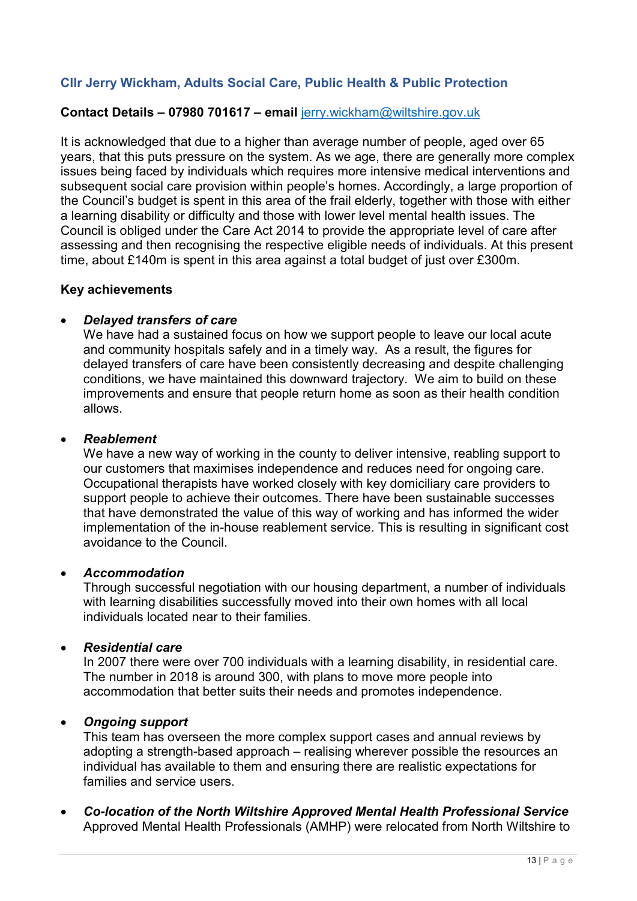### Cllr Jerry Wickham, Adults Social Care, Public Health & Public Protection

**Contact Details – 07980 701617 – email** jerry.wickham@wiltshire.gov.uk

It is acknowledged that due to a higher than average number of people, aged over 65 years, that this puts pressure on the system. As we age, there are generally more complex issues being faced by individuals which requires more intensive medical interventions and subsequent social care provision within people's homes. Accordingly, a large proportion of the Council's budget is spent in this area of the frail elderly, together with those with either a learning disability or difficulty and those with lower level mental health issues. The Council is obliged under the Care Act 2014 to provide the appropriate level of care after assessing and then recognising the respective eligible needs of individuals. At this present time, about £140m is spent in this area against a total budget of just over £300m.

**Key achievements**

- ***Delayed transfers of care***
  We have had a sustained focus on how we support people to leave our local acute and community hospitals safely and in a timely way. As a result, the figures for delayed transfers of care have been consistently decreasing and despite challenging conditions, we have maintained this downward trajectory. We aim to build on these improvements and ensure that people return home as soon as their health condition allows.

- ***Reablement***
  We have a new way of working in the county to deliver intensive, reabling support to our customers that maximises independence and reduces need for ongoing care. Occupational therapists have worked closely with key domiciliary care providers to support people to achieve their outcomes. There have been sustainable successes that have demonstrated the value of this way of working and has informed the wider implementation of the in-house reablement service. This is resulting in significant cost avoidance to the Council.

- ***Accommodation***
  Through successful negotiation with our housing department, a number of individuals with learning disabilities successfully moved into their own homes with all local individuals located near to their families.

- ***Residential care***
  In 2007 there were over 700 individuals with a learning disability, in residential care. The number in 2018 is around 300, with plans to move more people into accommodation that better suits their needs and promotes independence.

- ***Ongoing support***
  This team has overseen the more complex support cases and annual reviews by adopting a strength-based approach – realising wherever possible the resources an individual has available to them and ensuring there are realistic expectations for families and service users.

- ***Co-location of the North Wiltshire Approved Mental Health Professional Service***
  Approved Mental Health Professionals (AMHP) were relocated from North Wiltshire to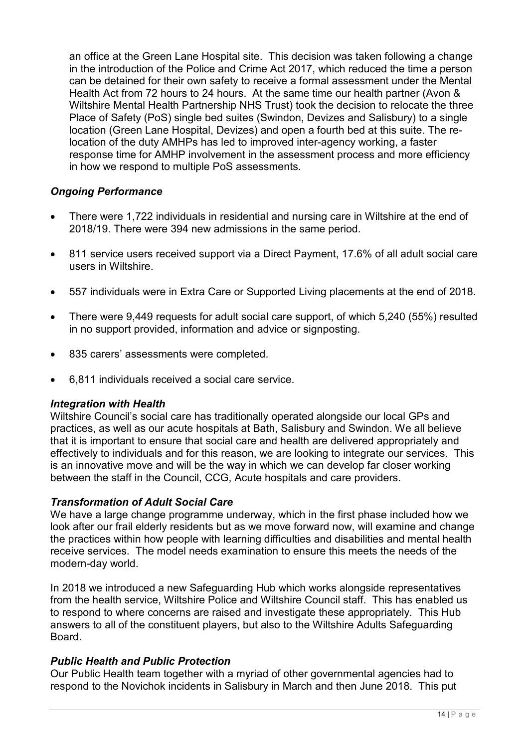an office at the Green Lane Hospital site. This decision was taken following a change in the introduction of the Police and Crime Act 2017, which reduced the time a person can be detained for their own safety to receive a formal assessment under the Mental Health Act from 72 hours to 24 hours. At the same time our health partner (Avon & Wiltshire Mental Health Partnership NHS Trust) took the decision to relocate the three Place of Safety (PoS) single bed suites (Swindon, Devizes and Salisbury) to a single location (Green Lane Hospital, Devizes) and open a fourth bed at this suite. The re-location of the duty AMHPs has led to improved inter-agency working, a faster response time for AMHP involvement in the assessment process and more efficiency in how we respond to multiple PoS assessments.

### *Ongoing Performance*

- There were 1,722 individuals in residential and nursing care in Wiltshire at the end of 2018/19. There were 394 new admissions in the same period.
- 811 service users received support via a Direct Payment, 17.6% of all adult social care users in Wiltshire.
- 557 individuals were in Extra Care or Supported Living placements at the end of 2018.
- There were 9,449 requests for adult social care support, of which 5,240 (55%) resulted in no support provided, information and advice or signposting.
- 835 carers' assessments were completed.
- 6,811 individuals received a social care service.

### *Integration with Health*

Wiltshire Council's social care has traditionally operated alongside our local GPs and practices, as well as our acute hospitals at Bath, Salisbury and Swindon. We all believe that it is important to ensure that social care and health are delivered appropriately and effectively to individuals and for this reason, we are looking to integrate our services. This is an innovative move and will be the way in which we can develop far closer working between the staff in the Council, CCG, Acute hospitals and care providers.

### *Transformation of Adult Social Care*

We have a large change programme underway, which in the first phase included how we look after our frail elderly residents but as we move forward now, will examine and change the practices within how people with learning difficulties and disabilities and mental health receive services. The model needs examination to ensure this meets the needs of the modern-day world.

In 2018 we introduced a new Safeguarding Hub which works alongside representatives from the health service, Wiltshire Police and Wiltshire Council staff. This has enabled us to respond to where concerns are raised and investigate these appropriately. This Hub answers to all of the constituent players, but also to the Wiltshire Adults Safeguarding Board.

### *Public Health and Public Protection*

Our Public Health team together with a myriad of other governmental agencies had to respond to the Novichok incidents in Salisbury in March and then June 2018. This put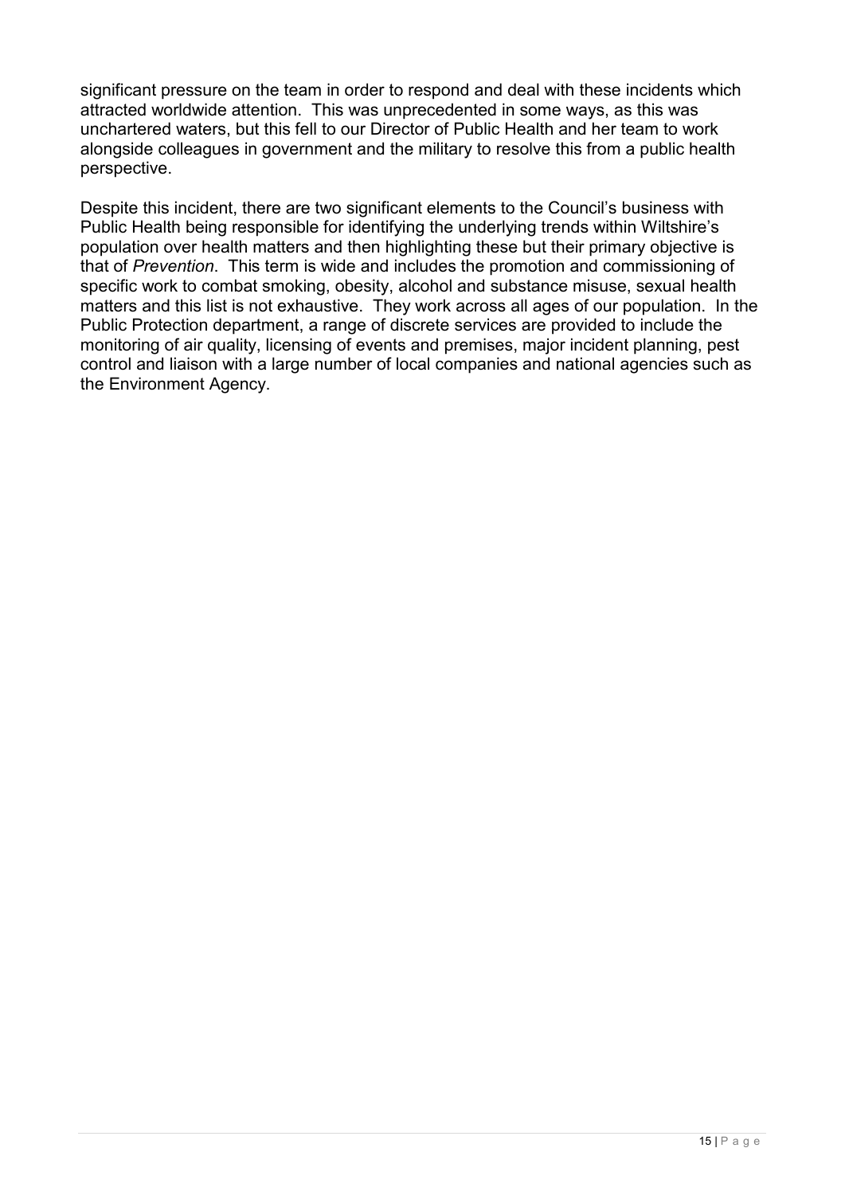significant pressure on the team in order to respond and deal with these incidents which attracted worldwide attention. This was unprecedented in some ways, as this was unchartered waters, but this fell to our Director of Public Health and her team to work alongside colleagues in government and the military to resolve this from a public health perspective.

Despite this incident, there are two significant elements to the Council's business with Public Health being responsible for identifying the underlying trends within Wiltshire's population over health matters and then highlighting these but their primary objective is that of *Prevention*. This term is wide and includes the promotion and commissioning of specific work to combat smoking, obesity, alcohol and substance misuse, sexual health matters and this list is not exhaustive. They work across all ages of our population. In the Public Protection department, a range of discrete services are provided to include the monitoring of air quality, licensing of events and premises, major incident planning, pest control and liaison with a large number of local companies and national agencies such as the Environment Agency.